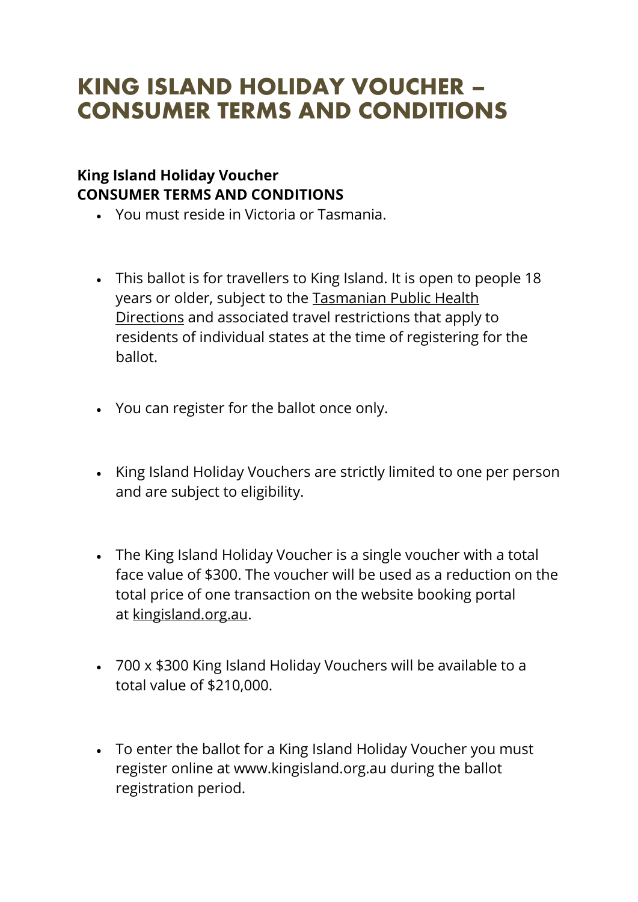# KING ISLAND HOLIDAY VOUCHER – CONSUMER TERMS AND CONDITIONS

**King Island Holiday Voucher**
**CONSUMER TERMS AND CONDITIONS**

- You must reside in Victoria or Tasmania.
- This ballot is for travellers to King Island. It is open to people 18 years or older, subject to the Tasmanian Public Health Directions and associated travel restrictions that apply to residents of individual states at the time of registering for the ballot.
- You can register for the ballot once only.
- King Island Holiday Vouchers are strictly limited to one per person and are subject to eligibility.
- The King Island Holiday Voucher is a single voucher with a total face value of $300. The voucher will be used as a reduction on the total price of one transaction on the website booking portal at kingisland.org.au.
- 700 x $300 King Island Holiday Vouchers will be available to a total value of $210,000.
- To enter the ballot for a King Island Holiday Voucher you must register online at www.kingisland.org.au during the ballot registration period.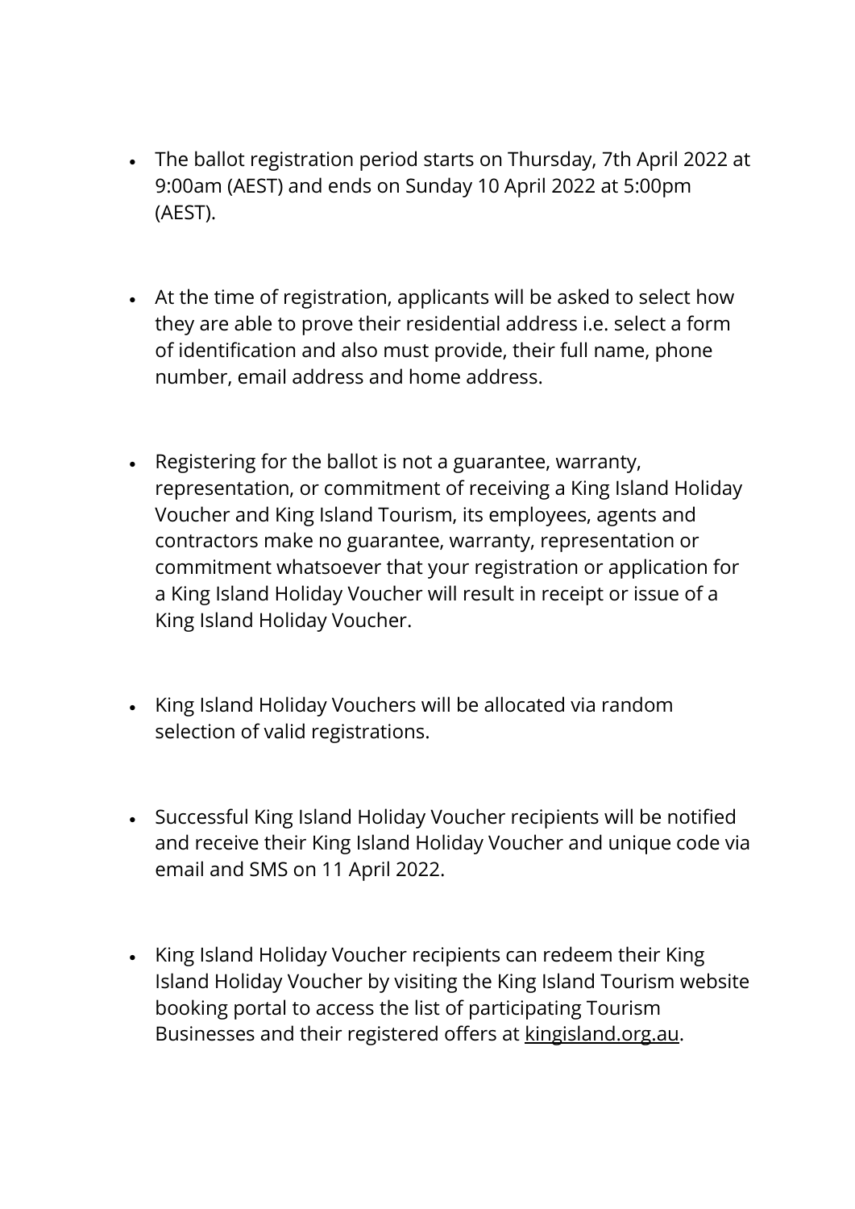- The ballot registration period starts on Thursday, 7th April 2022 at 9:00am (AEST) and ends on Sunday 10 April 2022 at 5:00pm (AEST).

- At the time of registration, applicants will be asked to select how they are able to prove their residential address i.e. select a form of identification and also must provide, their full name, phone number, email address and home address.

- Registering for the ballot is not a guarantee, warranty, representation, or commitment of receiving a King Island Holiday Voucher and King Island Tourism, its employees, agents and contractors make no guarantee, warranty, representation or commitment whatsoever that your registration or application for a King Island Holiday Voucher will result in receipt or issue of a King Island Holiday Voucher.

- King Island Holiday Vouchers will be allocated via random selection of valid registrations.

- Successful King Island Holiday Voucher recipients will be notified and receive their King Island Holiday Voucher and unique code via email and SMS on 11 April 2022.

- King Island Holiday Voucher recipients can redeem their King Island Holiday Voucher by visiting the King Island Tourism website booking portal to access the list of participating Tourism Businesses and their registered offers at kingisland.org.au.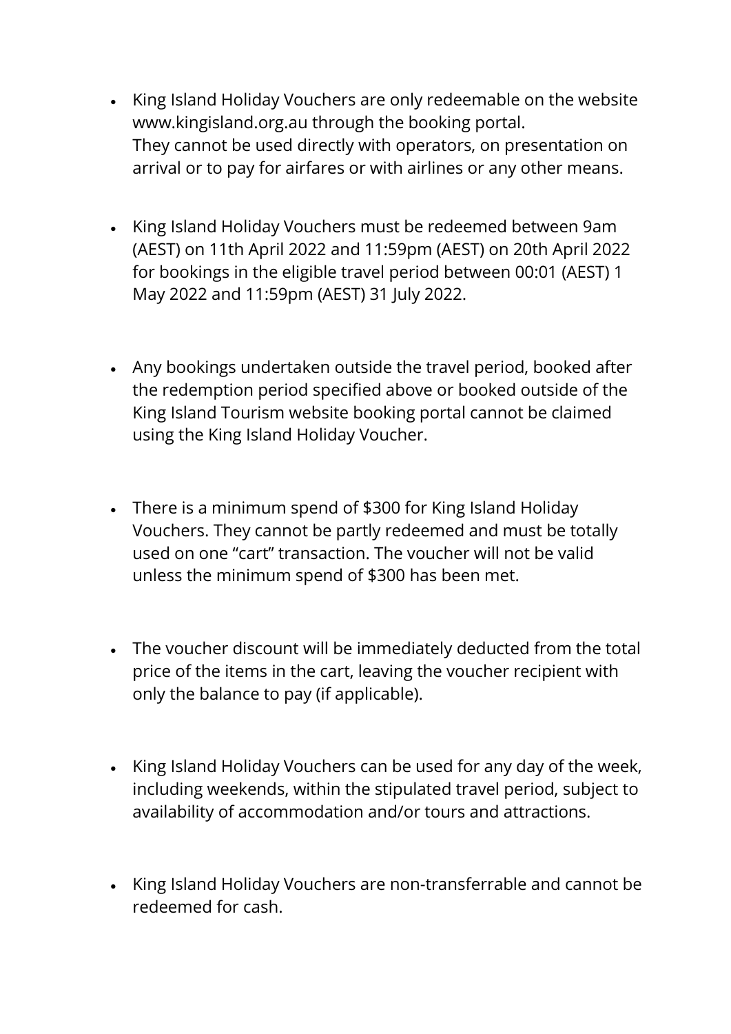- King Island Holiday Vouchers are only redeemable on the website www.kingisland.org.au through the booking portal.
  They cannot be used directly with operators, on presentation on arrival or to pay for airfares or with airlines or any other means.

- King Island Holiday Vouchers must be redeemed between 9am (AEST) on 11th April 2022 and 11:59pm (AEST) on 20th April 2022 for bookings in the eligible travel period between 00:01 (AEST) 1 May 2022 and 11:59pm (AEST) 31 July 2022.

- Any bookings undertaken outside the travel period, booked after the redemption period specified above or booked outside of the King Island Tourism website booking portal cannot be claimed using the King Island Holiday Voucher.

- There is a minimum spend of $300 for King Island Holiday Vouchers. They cannot be partly redeemed and must be totally used on one "cart" transaction. The voucher will not be valid unless the minimum spend of $300 has been met.

- The voucher discount will be immediately deducted from the total price of the items in the cart, leaving the voucher recipient with only the balance to pay (if applicable).

- King Island Holiday Vouchers can be used for any day of the week, including weekends, within the stipulated travel period, subject to availability of accommodation and/or tours and attractions.

- King Island Holiday Vouchers are non-transferrable and cannot be redeemed for cash.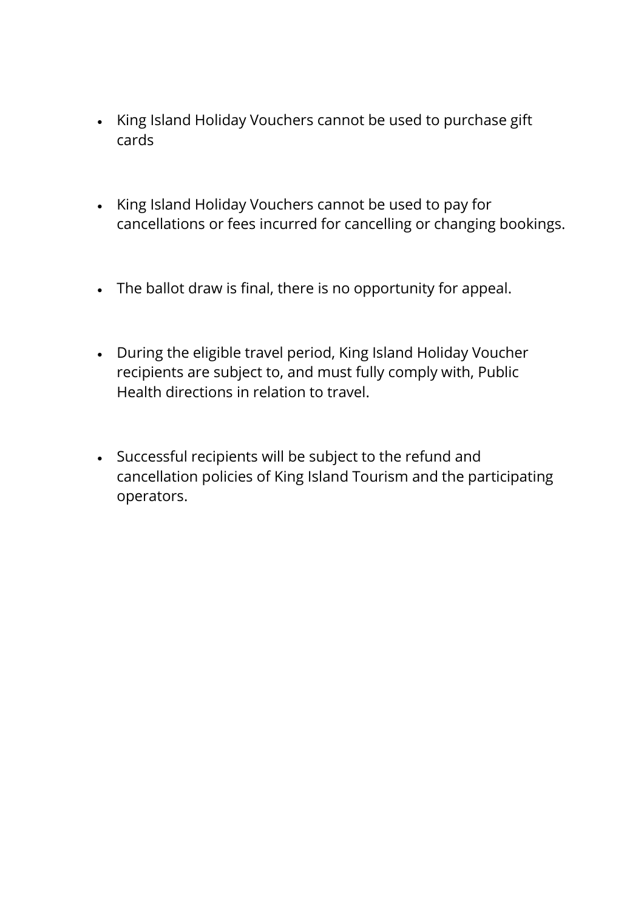- King Island Holiday Vouchers cannot be used to purchase gift cards

- King Island Holiday Vouchers cannot be used to pay for cancellations or fees incurred for cancelling or changing bookings.

- The ballot draw is final, there is no opportunity for appeal.

- During the eligible travel period, King Island Holiday Voucher recipients are subject to, and must fully comply with, Public Health directions in relation to travel.

- Successful recipients will be subject to the refund and cancellation policies of King Island Tourism and the participating operators.